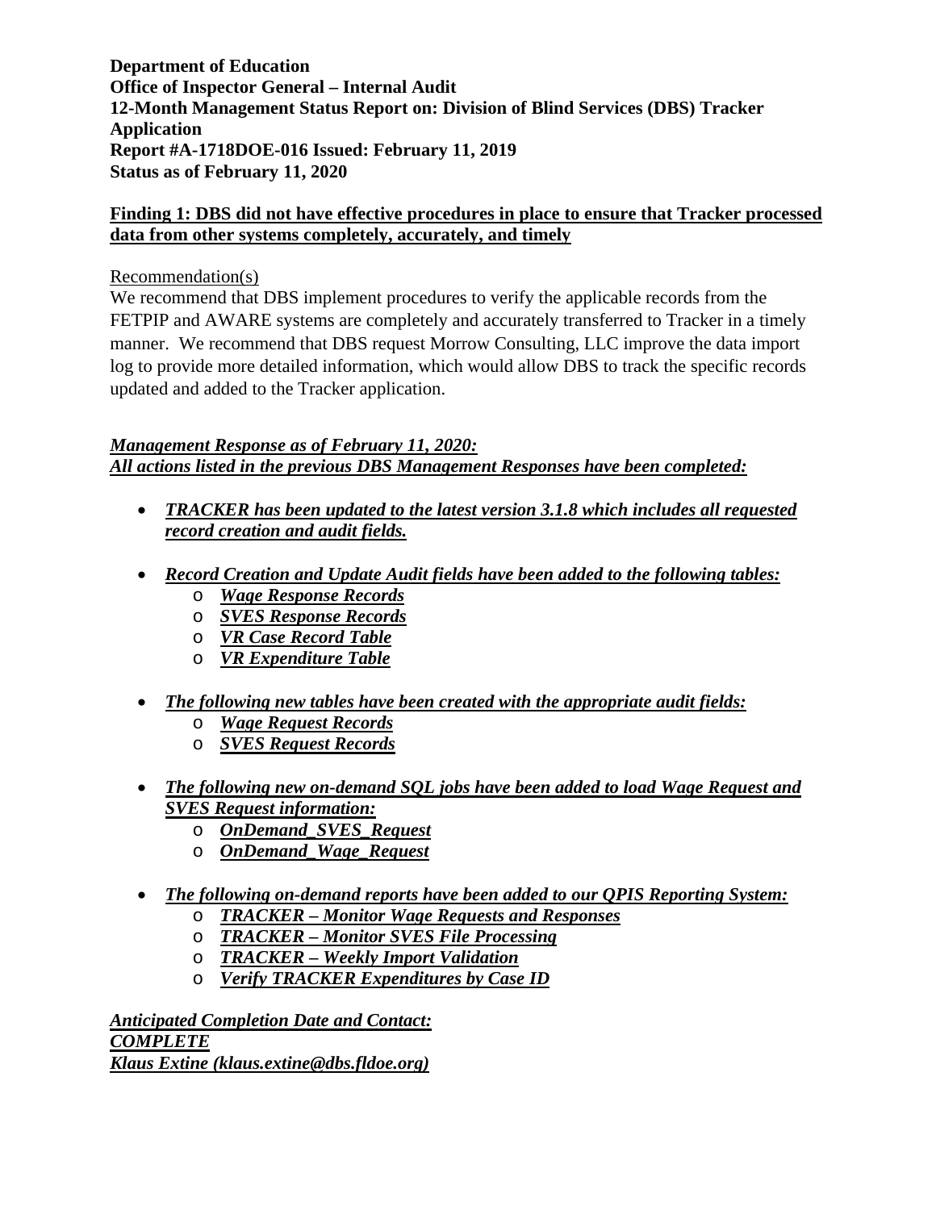**Department of Education**
**Office of Inspector General – Internal Audit**
**12-Month Management Status Report on: Division of Blind Services (DBS) Tracker Application**
**Report #A-1718DOE-016 Issued: February 11, 2019**
**Status as of February 11, 2020**

## Finding 1: DBS did not have effective procedures in place to ensure that Tracker processed data from other systems completely, accurately, and timely

Recommendation(s)

We recommend that DBS implement procedures to verify the applicable records from the FETPIP and AWARE systems are completely and accurately transferred to Tracker in a timely manner. We recommend that DBS request Morrow Consulting, LLC improve the data import log to provide more detailed information, which would allow DBS to track the specific records updated and added to the Tracker application.

***Management Response as of February 11, 2020:***
***All actions listed in the previous DBS Management Responses have been completed:***

- ***TRACKER has been updated to the latest version 3.1.8 which includes all requested record creation and audit fields.***
- ***Record Creation and Update Audit fields have been added to the following tables:***
  - ***Wage Response Records***
  - ***SVES Response Records***
  - ***VR Case Record Table***
  - ***VR Expenditure Table***
- ***The following new tables have been created with the appropriate audit fields:***
  - ***Wage Request Records***
  - ***SVES Request Records***
- ***The following new on-demand SQL jobs have been added to load Wage Request and SVES Request information:***
  - ***OnDemand_SVES_Request***
  - ***OnDemand_Wage_Request***
- ***The following on-demand reports have been added to our QPIS Reporting System:***
  - ***TRACKER – Monitor Wage Requests and Responses***
  - ***TRACKER – Monitor SVES File Processing***
  - ***TRACKER – Weekly Import Validation***
  - ***Verify TRACKER Expenditures by Case ID***

***Anticipated Completion Date and Contact:***
***COMPLETE***
***Klaus Extine (klaus.extine@dbs.fldoe.org)***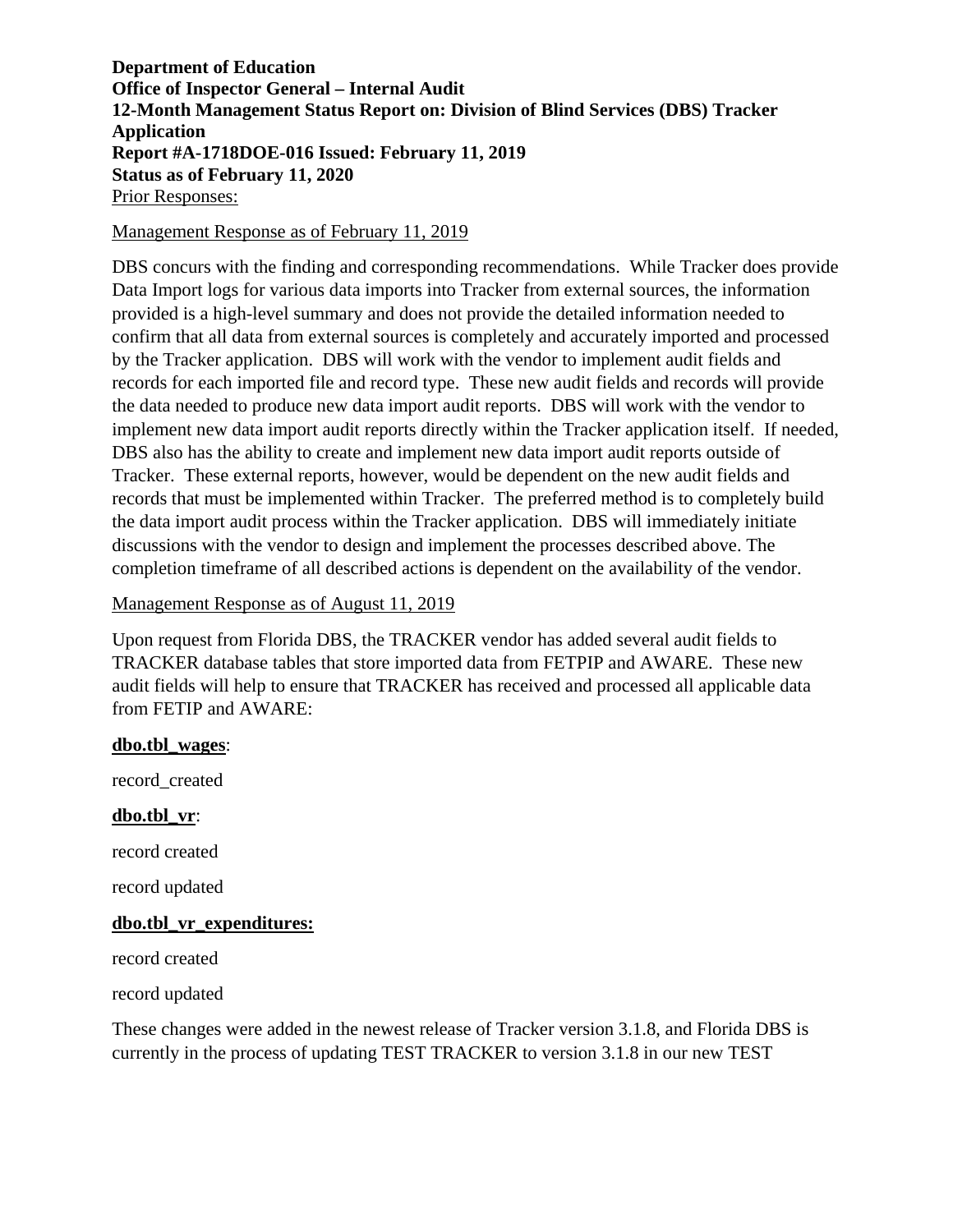**Department of Education**
**Office of Inspector General – Internal Audit**
**12-Month Management Status Report on: Division of Blind Services (DBS) Tracker Application**
**Report #A-1718DOE-016 Issued: February 11, 2019**
**Status as of February 11, 2020**

Prior Responses:

Management Response as of February 11, 2019

DBS concurs with the finding and corresponding recommendations. While Tracker does provide Data Import logs for various data imports into Tracker from external sources, the information provided is a high-level summary and does not provide the detailed information needed to confirm that all data from external sources is completely and accurately imported and processed by the Tracker application. DBS will work with the vendor to implement audit fields and records for each imported file and record type. These new audit fields and records will provide the data needed to produce new data import audit reports. DBS will work with the vendor to implement new data import audit reports directly within the Tracker application itself. If needed, DBS also has the ability to create and implement new data import audit reports outside of Tracker. These external reports, however, would be dependent on the new audit fields and records that must be implemented within Tracker. The preferred method is to completely build the data import audit process within the Tracker application. DBS will immediately initiate discussions with the vendor to design and implement the processes described above. The completion timeframe of all described actions is dependent on the availability of the vendor.

Management Response as of August 11, 2019

Upon request from Florida DBS, the TRACKER vendor has added several audit fields to TRACKER database tables that store imported data from FETPIP and AWARE. These new audit fields will help to ensure that TRACKER has received and processed all applicable data from FETIP and AWARE:

**dbo.tbl_wages**:

record_created

**dbo.tbl_vr**:

record created

record updated

**dbo.tbl_vr_expenditures:**

record created

record updated

These changes were added in the newest release of Tracker version 3.1.8, and Florida DBS is currently in the process of updating TEST TRACKER to version 3.1.8 in our new TEST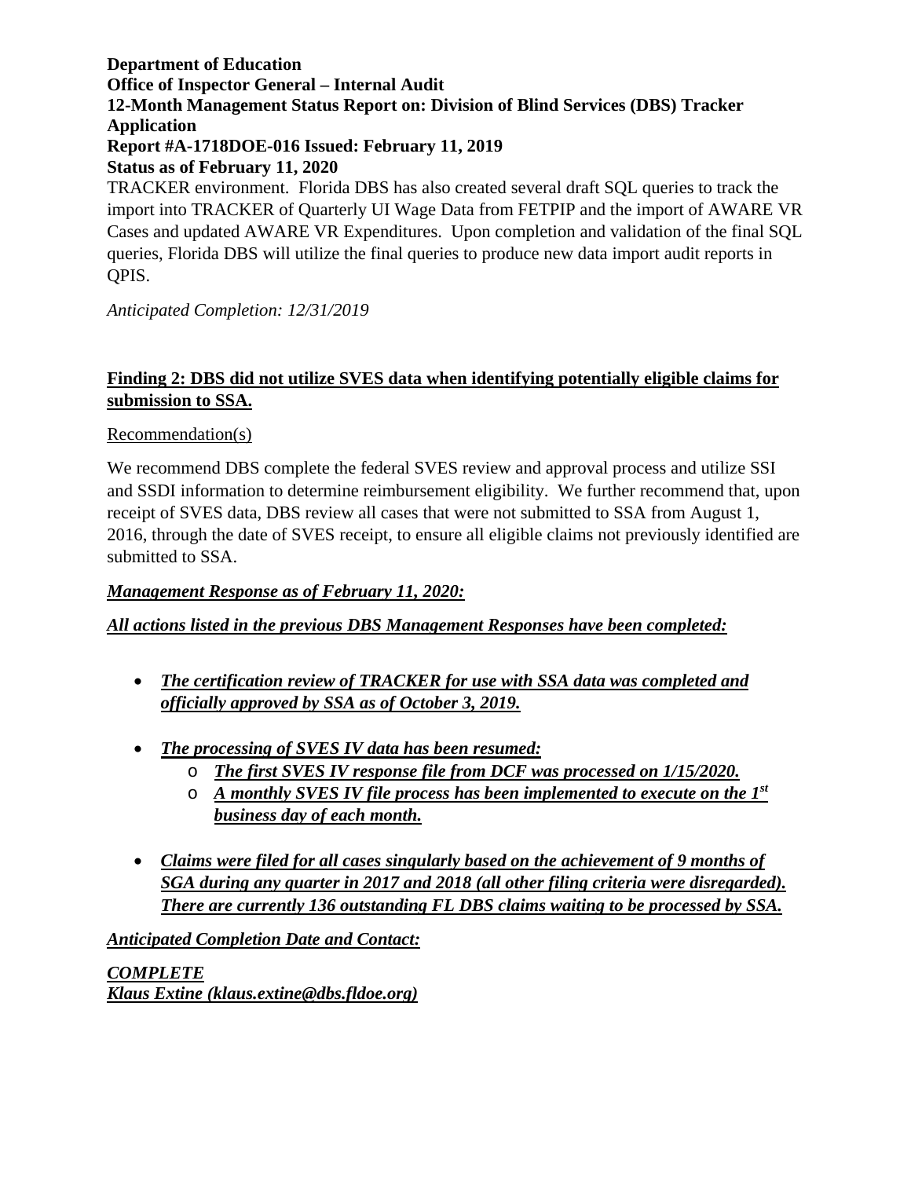TRACKER environment. Florida DBS has also created several draft SQL queries to track the import into TRACKER of Quarterly UI Wage Data from FETPIP and the import of AWARE VR Cases and updated AWARE VR Expenditures. Upon completion and validation of the final SQL queries, Florida DBS will utilize the final queries to produce new data import audit reports in QPIS.

*Anticipated Completion: 12/31/2019*

## Finding 2: DBS did not utilize SVES data when identifying potentially eligible claims for submission to SSA.

Recommendation(s)

We recommend DBS complete the federal SVES review and approval process and utilize SSI and SSDI information to determine reimbursement eligibility. We further recommend that, upon receipt of SVES data, DBS review all cases that were not submitted to SSA from August 1, 2016, through the date of SVES receipt, to ensure all eligible claims not previously identified are submitted to SSA.

***Management Response as of February 11, 2020:***

***All actions listed in the previous DBS Management Responses have been completed:***

- ***The certification review of TRACKER for use with SSA data was completed and officially approved by SSA as of October 3, 2019.***
- ***The processing of SVES IV data has been resumed:***
  - ***The first SVES IV response file from DCF was processed on 1/15/2020.***
  - ***A monthly SVES IV file process has been implemented to execute on the 1st business day of each month.***
- ***Claims were filed for all cases singularly based on the achievement of 9 months of SGA during any quarter in 2017 and 2018 (all other filing criteria were disregarded). There are currently 136 outstanding FL DBS claims waiting to be processed by SSA.***

***Anticipated Completion Date and Contact:***

***COMPLETE***
***Klaus Extine (klaus.extine@dbs.fldoe.org)***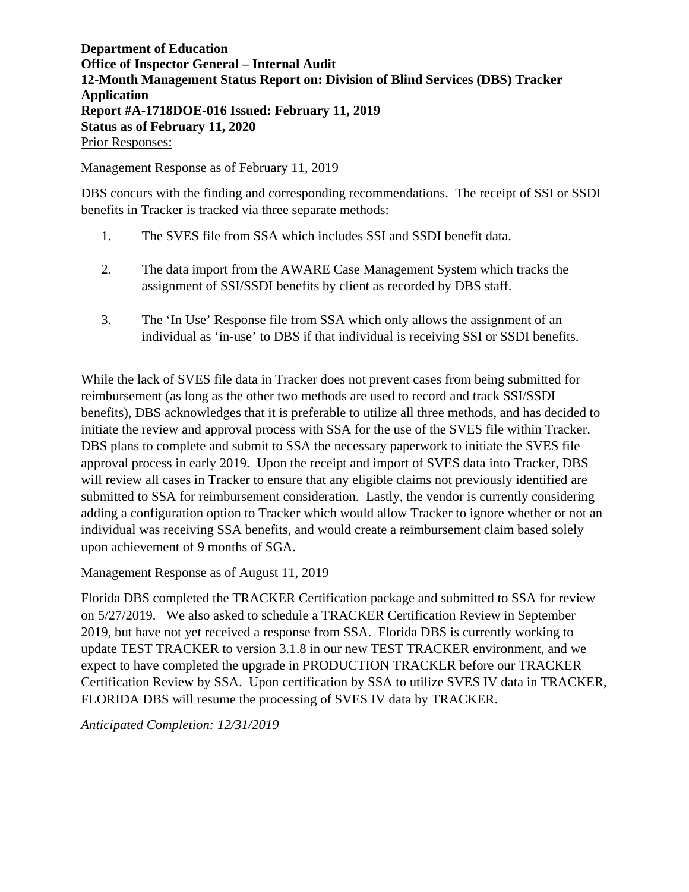**Department of Education**
**Office of Inspector General – Internal Audit**
**12-Month Management Status Report on: Division of Blind Services (DBS) Tracker Application**
**Report #A-1718DOE-016 Issued: February 11, 2019**
**Status as of February 11, 2020**

Prior Responses:

Management Response as of February 11, 2019

DBS concurs with the finding and corresponding recommendations. The receipt of SSI or SSDI benefits in Tracker is tracked via three separate methods:

1. The SVES file from SSA which includes SSI and SSDI benefit data.
2. The data import from the AWARE Case Management System which tracks the assignment of SSI/SSDI benefits by client as recorded by DBS staff.
3. The 'In Use' Response file from SSA which only allows the assignment of an individual as 'in-use' to DBS if that individual is receiving SSI or SSDI benefits.

While the lack of SVES file data in Tracker does not prevent cases from being submitted for reimbursement (as long as the other two methods are used to record and track SSI/SSDI benefits), DBS acknowledges that it is preferable to utilize all three methods, and has decided to initiate the review and approval process with SSA for the use of the SVES file within Tracker. DBS plans to complete and submit to SSA the necessary paperwork to initiate the SVES file approval process in early 2019. Upon the receipt and import of SVES data into Tracker, DBS will review all cases in Tracker to ensure that any eligible claims not previously identified are submitted to SSA for reimbursement consideration. Lastly, the vendor is currently considering adding a configuration option to Tracker which would allow Tracker to ignore whether or not an individual was receiving SSA benefits, and would create a reimbursement claim based solely upon achievement of 9 months of SGA.

Management Response as of August 11, 2019

Florida DBS completed the TRACKER Certification package and submitted to SSA for review on 5/27/2019. We also asked to schedule a TRACKER Certification Review in September 2019, but have not yet received a response from SSA. Florida DBS is currently working to update TEST TRACKER to version 3.1.8 in our new TEST TRACKER environment, and we expect to have completed the upgrade in PRODUCTION TRACKER before our TRACKER Certification Review by SSA. Upon certification by SSA to utilize SVES IV data in TRACKER, FLORIDA DBS will resume the processing of SVES IV data by TRACKER.

*Anticipated Completion: 12/31/2019*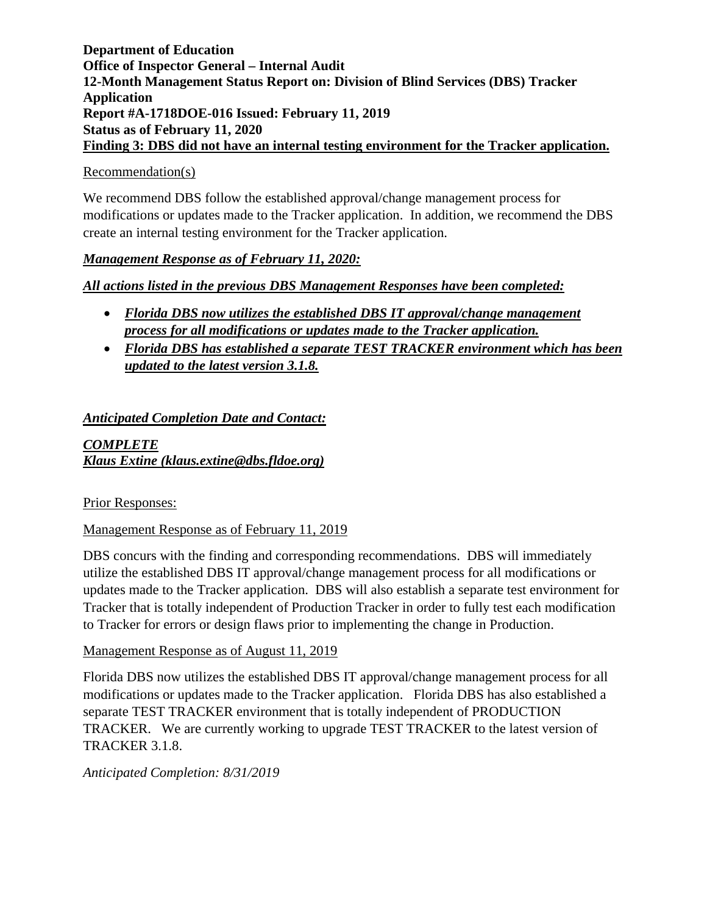**Department of Education**
**Office of Inspector General – Internal Audit**
**12-Month Management Status Report on: Division of Blind Services (DBS) Tracker Application**
**Report #A-1718DOE-016 Issued: February 11, 2019**
**Status as of February 11, 2020**
**Finding 3: DBS did not have an internal testing environment for the Tracker application.**

Recommendation(s)

We recommend DBS follow the established approval/change management process for modifications or updates made to the Tracker application. In addition, we recommend the DBS create an internal testing environment for the Tracker application.

***Management Response as of February 11, 2020:***

***All actions listed in the previous DBS Management Responses have been completed:***

- ***Florida DBS now utilizes the established DBS IT approval/change management process for all modifications or updates made to the Tracker application.***
- ***Florida DBS has established a separate TEST TRACKER environment which has been updated to the latest version 3.1.8.***

***Anticipated Completion Date and Contact:***

***COMPLETE***
***Klaus Extine (klaus.extine@dbs.fldoe.org)***

Prior Responses:

Management Response as of February 11, 2019

DBS concurs with the finding and corresponding recommendations. DBS will immediately utilize the established DBS IT approval/change management process for all modifications or updates made to the Tracker application. DBS will also establish a separate test environment for Tracker that is totally independent of Production Tracker in order to fully test each modification to Tracker for errors or design flaws prior to implementing the change in Production.

Management Response as of August 11, 2019

Florida DBS now utilizes the established DBS IT approval/change management process for all modifications or updates made to the Tracker application. Florida DBS has also established a separate TEST TRACKER environment that is totally independent of PRODUCTION TRACKER. We are currently working to upgrade TEST TRACKER to the latest version of TRACKER 3.1.8.

*Anticipated Completion: 8/31/2019*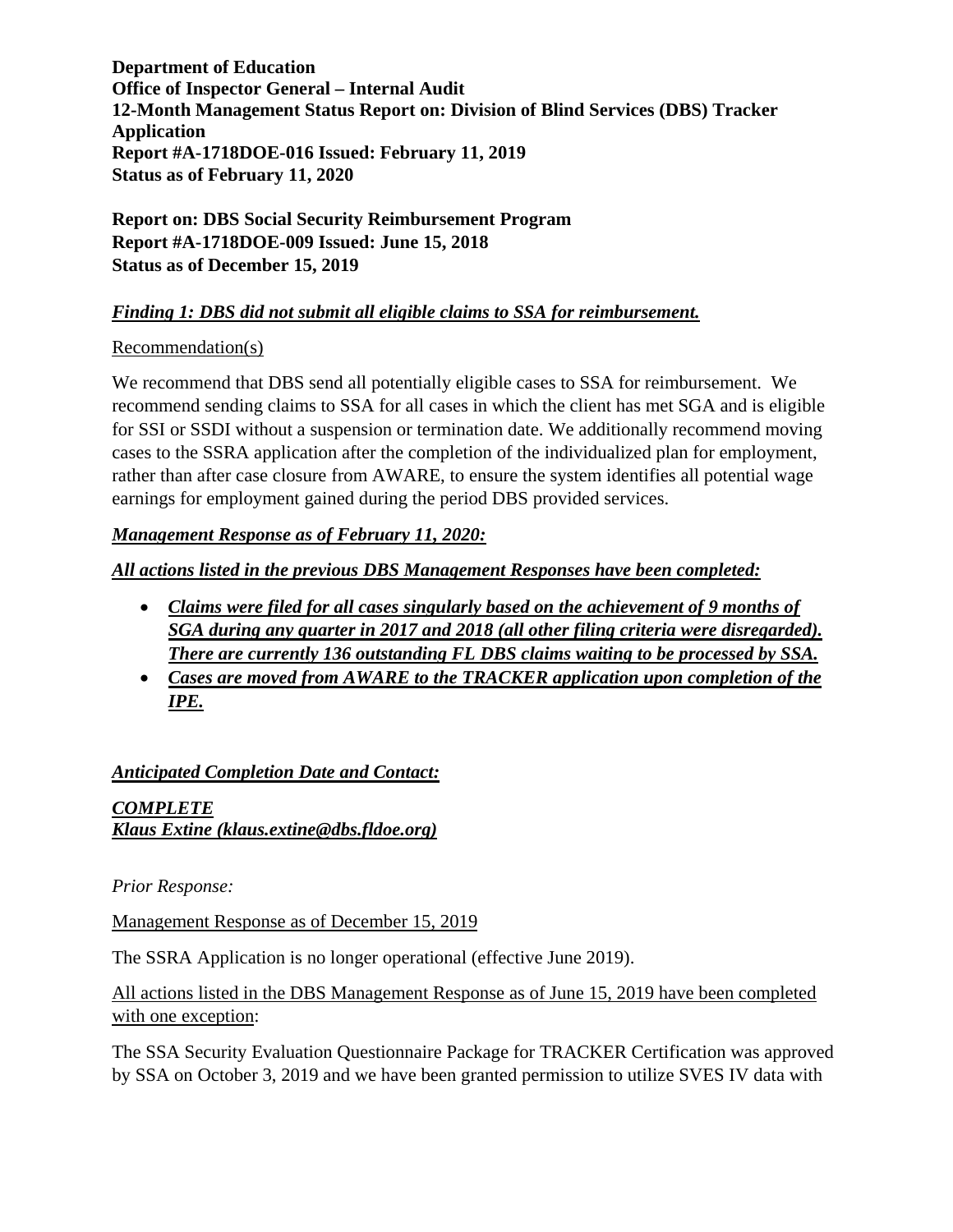**Department of Education**
**Office of Inspector General – Internal Audit**
**12-Month Management Status Report on: Division of Blind Services (DBS) Tracker Application**
**Report #A-1718DOE-016 Issued: February 11, 2019**
**Status as of February 11, 2020**

**Report on: DBS Social Security Reimbursement Program**
**Report #A-1718DOE-009 Issued: June 15, 2018**
**Status as of December 15, 2019**

***Finding 1: DBS did not submit all eligible claims to SSA for reimbursement.***

Recommendation(s)

We recommend that DBS send all potentially eligible cases to SSA for reimbursement. We recommend sending claims to SSA for all cases in which the client has met SGA and is eligible for SSI or SSDI without a suspension or termination date. We additionally recommend moving cases to the SSRA application after the completion of the individualized plan for employment, rather than after case closure from AWARE, to ensure the system identifies all potential wage earnings for employment gained during the period DBS provided services.

***Management Response as of February 11, 2020:***

***All actions listed in the previous DBS Management Responses have been completed:***

- ***Claims were filed for all cases singularly based on the achievement of 9 months of SGA during any quarter in 2017 and 2018 (all other filing criteria were disregarded). There are currently 136 outstanding FL DBS claims waiting to be processed by SSA.***
- ***Cases are moved from AWARE to the TRACKER application upon completion of the IPE.***

***Anticipated Completion Date and Contact:***

***COMPLETE***
***Klaus Extine (klaus.extine@dbs.fldoe.org)***

*Prior Response:*

Management Response as of December 15, 2019

The SSRA Application is no longer operational (effective June 2019).

All actions listed in the DBS Management Response as of June 15, 2019 have been completed with one exception:

The SSA Security Evaluation Questionnaire Package for TRACKER Certification was approved by SSA on October 3, 2019 and we have been granted permission to utilize SVES IV data with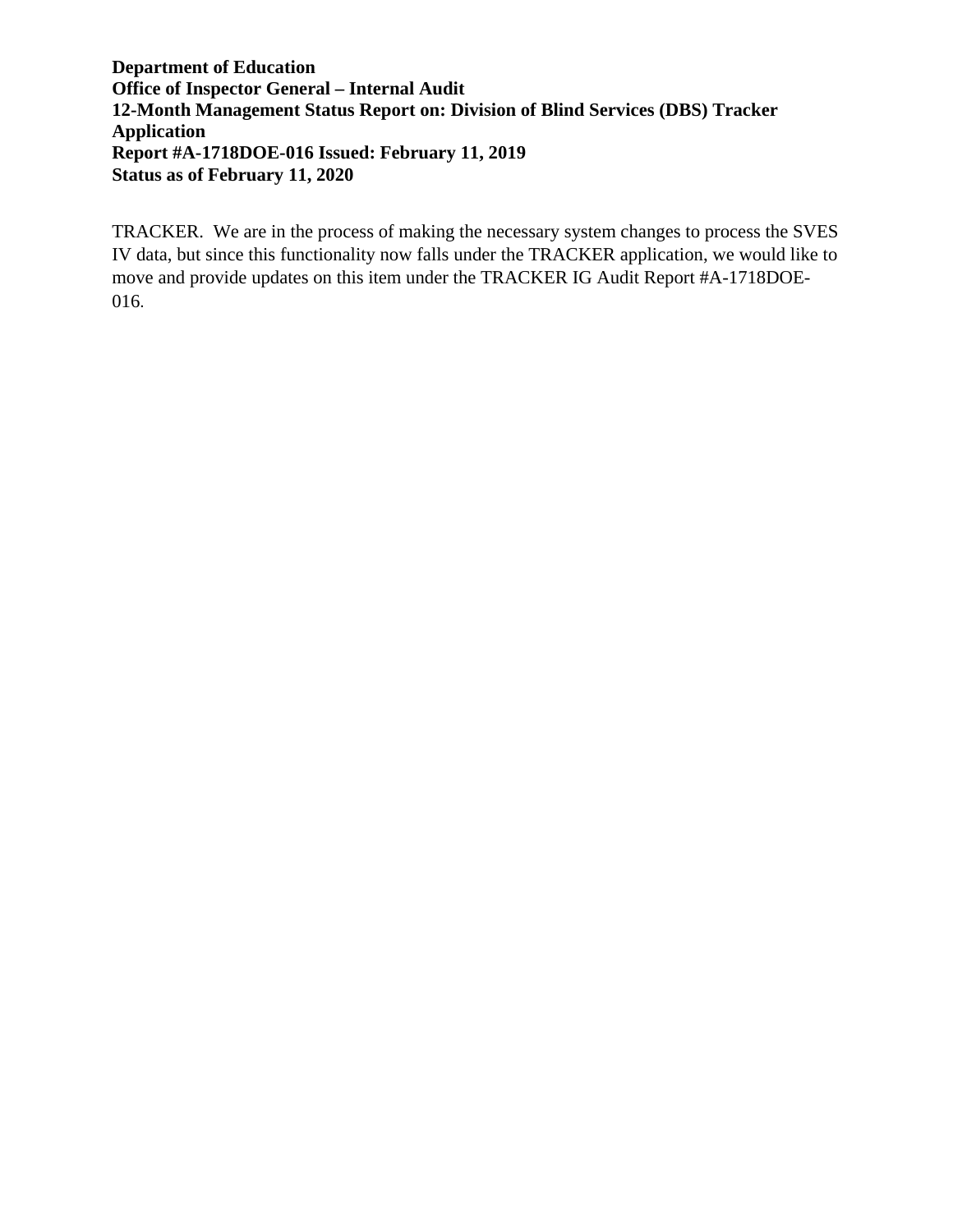TRACKER. We are in the process of making the necessary system changes to process the SVES IV data, but since this functionality now falls under the TRACKER application, we would like to move and provide updates on this item under the TRACKER IG Audit Report #A-1718DOE-016.